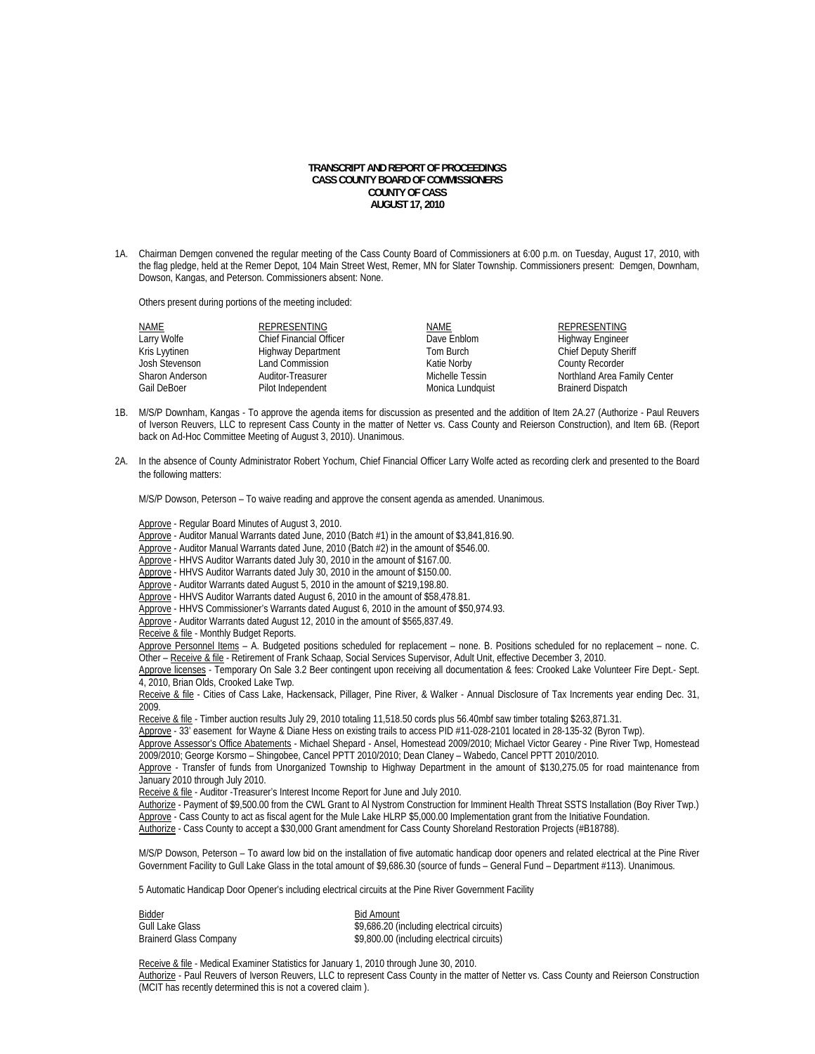**TRANSCRIPT AND REPORT OF PROCEEDINGS**
**CASS COUNTY BOARD OF COMMISSIONERS**
**COUNTY OF CASS**
**AUGUST 17, 2010**

1A. Chairman Demgen convened the regular meeting of the Cass County Board of Commissioners at 6:00 p.m. on Tuesday, August 17, 2010, with the flag pledge, held at the Remer Depot, 104 Main Street West, Remer, MN for Slater Township. Commissioners present: Demgen, Downham, Dowson, Kangas, and Peterson. Commissioners absent: None.

Others present during portions of the meeting included:

| NAME | REPRESENTING | NAME | REPRESENTING |
|---|---|---|---|
| Larry Wolfe | Chief Financial Officer | Dave Enblom | Highway Engineer |
| Kris Lyytinen | Highway Department | Tom Burch | Chief Deputy Sheriff |
| Josh Stevenson | Land Commission | Katie Norby | County Recorder |
| Sharon Anderson | Auditor-Treasurer | Michelle Tessin | Northland Area Family Center |
| Gail DeBoer | Pilot Independent | Monica Lundquist | Brainerd Dispatch |

1B. M/S/P Downham, Kangas - To approve the agenda items for discussion as presented and the addition of Item 2A.27 (Authorize - Paul Reuvers of Iverson Reuvers, LLC to represent Cass County in the matter of Netter vs. Cass County and Reierson Construction), and Item 6B. (Report back on Ad-Hoc Committee Meeting of August 3, 2010). Unanimous.

2A. In the absence of County Administrator Robert Yochum, Chief Financial Officer Larry Wolfe acted as recording clerk and presented to the Board the following matters:

M/S/P Dowson, Peterson – To waive reading and approve the consent agenda as amended. Unanimous.

Approve - Regular Board Minutes of August 3, 2010.
Approve - Auditor Manual Warrants dated June, 2010 (Batch #1) in the amount of $3,841,816.90.
Approve - Auditor Manual Warrants dated June, 2010 (Batch #2) in the amount of $546.00.
Approve - HHVS Auditor Warrants dated July 30, 2010 in the amount of $167.00.
Approve - HHVS Auditor Warrants dated July 30, 2010 in the amount of $150.00.
Approve - Auditor Warrants dated August 5, 2010 in the amount of $219,198.80.
Approve - HHVS Auditor Warrants dated August 6, 2010 in the amount of $58,478.81.
Approve - HHVS Commissioner's Warrants dated August 6, 2010 in the amount of $50,974.93.
Approve - Auditor Warrants dated August 12, 2010 in the amount of $565,837.49.
Receive & file - Monthly Budget Reports.
Approve Personnel Items – A. Budgeted positions scheduled for replacement – none. B. Positions scheduled for no replacement – none. C. Other – Receive & file - Retirement of Frank Schaap, Social Services Supervisor, Adult Unit, effective December 3, 2010.
Approve licenses - Temporary On Sale 3.2 Beer contingent upon receiving all documentation & fees: Crooked Lake Volunteer Fire Dept.- Sept. 4, 2010, Brian Olds, Crooked Lake Twp.
Receive & file - Cities of Cass Lake, Hackensack, Pillager, Pine River, & Walker - Annual Disclosure of Tax Increments year ending Dec. 31, 2009.
Receive & file - Timber auction results July 29, 2010 totaling 11,518.50 cords plus 56.40mbf saw timber totaling $263,871.31.
Approve - 33' easement for Wayne & Diane Hess on existing trails to access PID #11-028-2101 located in 28-135-32 (Byron Twp).
Approve Assessor's Office Abatements - Michael Shepard - Ansel, Homestead 2009/2010; Michael Victor Gearey - Pine River Twp, Homestead 2009/2010; George Korsmo – Shingobee, Cancel PPTT 2010/2010; Dean Claney – Wabedo, Cancel PPTT 2010/2010.
Approve - Transfer of funds from Unorganized Township to Highway Department in the amount of $130,275.05 for road maintenance from January 2010 through July 2010.
Receive & file - Auditor -Treasurer's Interest Income Report for June and July 2010.
Authorize - Payment of $9,500.00 from the CWL Grant to Al Nystrom Construction for Imminent Health Threat SSTS Installation (Boy River Twp.)
Approve - Cass County to act as fiscal agent for the Mule Lake HLRP $5,000.00 Implementation grant from the Initiative Foundation.
Authorize - Cass County to accept a $30,000 Grant amendment for Cass County Shoreland Restoration Projects (#B18788).

M/S/P Dowson, Peterson – To award low bid on the installation of five automatic handicap door openers and related electrical at the Pine River Government Facility to Gull Lake Glass in the total amount of $9,686.30 (source of funds – General Fund – Department #113). Unanimous.

5 Automatic Handicap Door Opener's including electrical circuits at the Pine River Government Facility

| Bidder | Bid Amount |
|---|---|
| Gull Lake Glass | $9,686.20 (including electrical circuits) |
| Brainerd Glass Company | $9,800.00 (including electrical circuits) |

Receive & file - Medical Examiner Statistics for January 1, 2010 through June 30, 2010.
Authorize - Paul Reuvers of Iverson Reuvers, LLC to represent Cass County in the matter of Netter vs. Cass County and Reierson Construction (MCIT has recently determined this is not a covered claim ).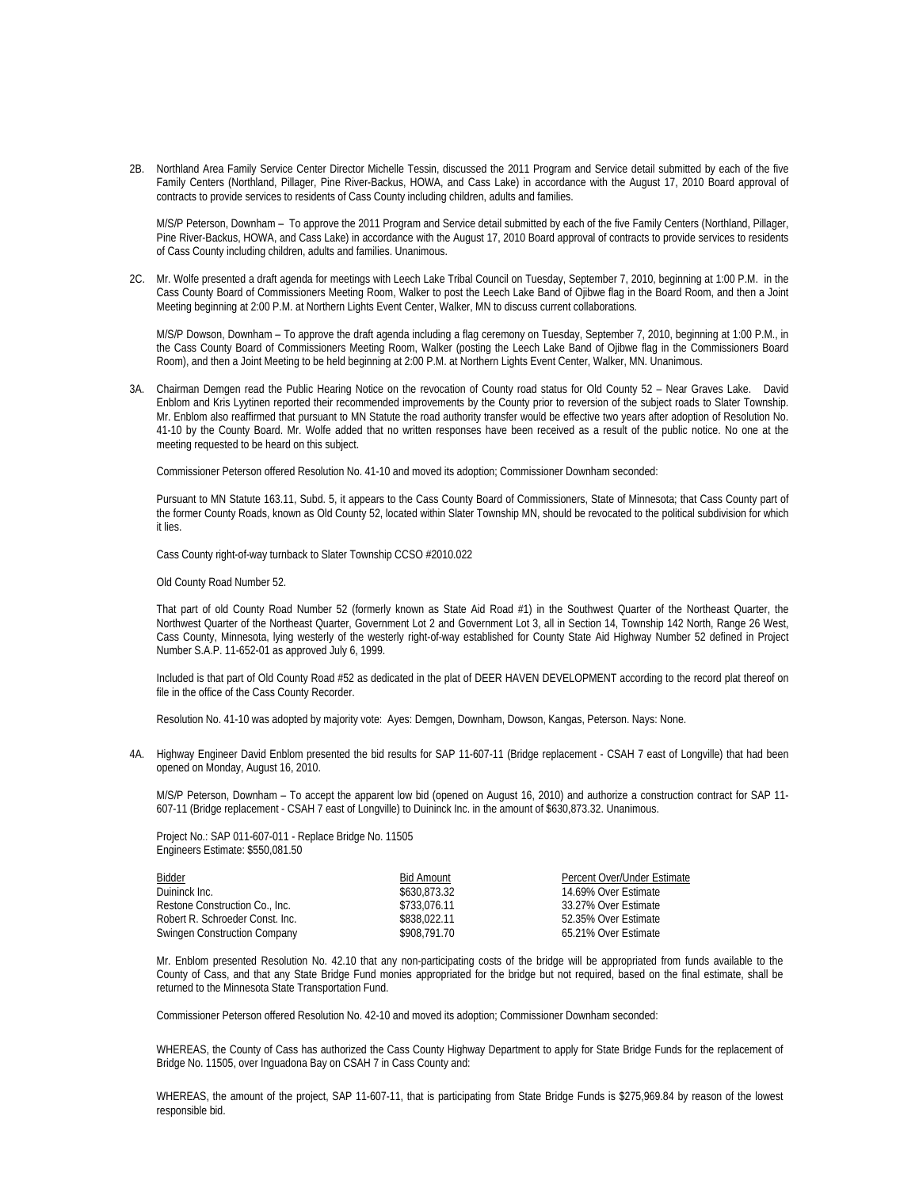2B. Northland Area Family Service Center Director Michelle Tessin, discussed the 2011 Program and Service detail submitted by each of the five Family Centers (Northland, Pillager, Pine River-Backus, HOWA, and Cass Lake) in accordance with the August 17, 2010 Board approval of contracts to provide services to residents of Cass County including children, adults and families.

M/S/P Peterson, Downham – To approve the 2011 Program and Service detail submitted by each of the five Family Centers (Northland, Pillager, Pine River-Backus, HOWA, and Cass Lake) in accordance with the August 17, 2010 Board approval of contracts to provide services to residents of Cass County including children, adults and families. Unanimous.

2C. Mr. Wolfe presented a draft agenda for meetings with Leech Lake Tribal Council on Tuesday, September 7, 2010, beginning at 1:00 P.M. in the Cass County Board of Commissioners Meeting Room, Walker to post the Leech Lake Band of Ojibwe flag in the Board Room, and then a Joint Meeting beginning at 2:00 P.M. at Northern Lights Event Center, Walker, MN to discuss current collaborations.

M/S/P Dowson, Downham – To approve the draft agenda including a flag ceremony on Tuesday, September 7, 2010, beginning at 1:00 P.M., in the Cass County Board of Commissioners Meeting Room, Walker (posting the Leech Lake Band of Ojibwe flag in the Commissioners Board Room), and then a Joint Meeting to be held beginning at 2:00 P.M. at Northern Lights Event Center, Walker, MN. Unanimous.

3A. Chairman Demgen read the Public Hearing Notice on the revocation of County road status for Old County 52 – Near Graves Lake. David Enblom and Kris Lyytinen reported their recommended improvements by the County prior to reversion of the subject roads to Slater Township. Mr. Enblom also reaffirmed that pursuant to MN Statute the road authority transfer would be effective two years after adoption of Resolution No. 41-10 by the County Board. Mr. Wolfe added that no written responses have been received as a result of the public notice. No one at the meeting requested to be heard on this subject.

Commissioner Peterson offered Resolution No. 41-10 and moved its adoption; Commissioner Downham seconded:

Pursuant to MN Statute 163.11, Subd. 5, it appears to the Cass County Board of Commissioners, State of Minnesota; that Cass County part of the former County Roads, known as Old County 52, located within Slater Township MN, should be revocated to the political subdivision for which it lies.

Cass County right-of-way turnback to Slater Township CCSO #2010.022

Old County Road Number 52.

That part of old County Road Number 52 (formerly known as State Aid Road #1) in the Southwest Quarter of the Northeast Quarter, the Northwest Quarter of the Northeast Quarter, Government Lot 2 and Government Lot 3, all in Section 14, Township 142 North, Range 26 West, Cass County, Minnesota, lying westerly of the westerly right-of-way established for County State Aid Highway Number 52 defined in Project Number S.A.P. 11-652-01 as approved July 6, 1999.

Included is that part of Old County Road #52 as dedicated in the plat of DEER HAVEN DEVELOPMENT according to the record plat thereof on file in the office of the Cass County Recorder.

Resolution No. 41-10 was adopted by majority vote: Ayes: Demgen, Downham, Dowson, Kangas, Peterson. Nays: None.

4A. Highway Engineer David Enblom presented the bid results for SAP 11-607-11 (Bridge replacement - CSAH 7 east of Longville) that had been opened on Monday, August 16, 2010.

M/S/P Peterson, Downham – To accept the apparent low bid (opened on August 16, 2010) and authorize a construction contract for SAP 11-607-11 (Bridge replacement - CSAH 7 east of Longville) to Duininck Inc. in the amount of $630,873.32. Unanimous.

Project No.: SAP 011-607-011 - Replace Bridge No. 11505
Engineers Estimate: $550,081.50

| Bidder | Bid Amount | Percent Over/Under Estimate |
|---|---|---|
| Duininck Inc. | $630,873.32 | 14.69% Over Estimate |
| Restone Construction Co., Inc. | $733,076.11 | 33.27% Over Estimate |
| Robert R. Schroeder Const. Inc. | $838,022.11 | 52.35% Over Estimate |
| Swingen Construction Company | $908,791.70 | 65.21% Over Estimate |

Mr. Enblom presented Resolution No. 42.10 that any non-participating costs of the bridge will be appropriated from funds available to the County of Cass, and that any State Bridge Fund monies appropriated for the bridge but not required, based on the final estimate, shall be returned to the Minnesota State Transportation Fund.

Commissioner Peterson offered Resolution No. 42-10 and moved its adoption; Commissioner Downham seconded:

WHEREAS, the County of Cass has authorized the Cass County Highway Department to apply for State Bridge Funds for the replacement of Bridge No. 11505, over Inguadona Bay on CSAH 7 in Cass County and:

WHEREAS, the amount of the project, SAP 11-607-11, that is participating from State Bridge Funds is $275,969.84 by reason of the lowest responsible bid.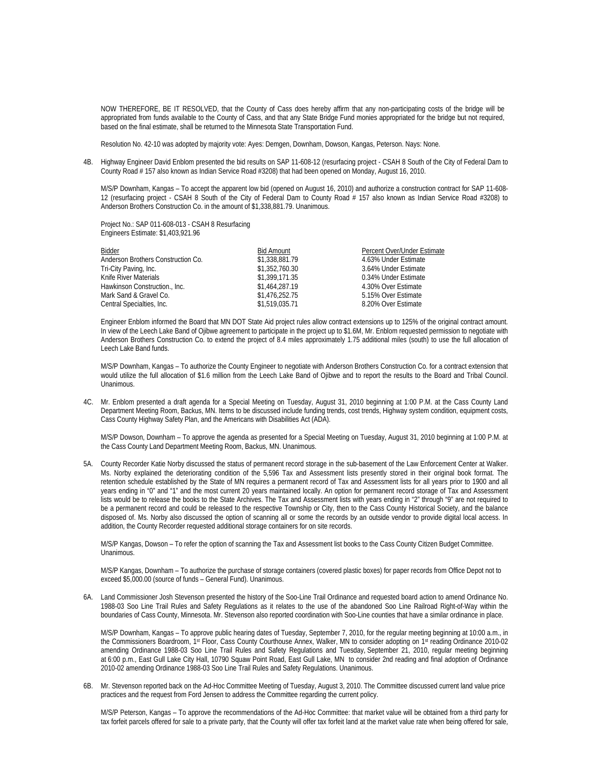NOW THEREFORE, BE IT RESOLVED, that the County of Cass does hereby affirm that any non-participating costs of the bridge will be appropriated from funds available to the County of Cass, and that any State Bridge Fund monies appropriated for the bridge but not required, based on the final estimate, shall be returned to the Minnesota State Transportation Fund.

Resolution No. 42-10 was adopted by majority vote: Ayes: Demgen, Downham, Dowson, Kangas, Peterson. Nays: None.

4B. Highway Engineer David Enblom presented the bid results on SAP 11-608-12 (resurfacing project - CSAH 8 South of the City of Federal Dam to County Road # 157 also known as Indian Service Road #3208) that had been opened on Monday, August 16, 2010.

M/S/P Downham, Kangas – To accept the apparent low bid (opened on August 16, 2010) and authorize a construction contract for SAP 11-608-12 (resurfacing project - CSAH 8 South of the City of Federal Dam to County Road # 157 also known as Indian Service Road #3208) to Anderson Brothers Construction Co. in the amount of $1,338,881.79. Unanimous.

Project No.: SAP 011-608-013 - CSAH 8 Resurfacing
Engineers Estimate: $1,403,921.96

| Bidder | Bid Amount | Percent Over/Under Estimate |
|---|---|---|
| Anderson Brothers Construction Co. | $1,338,881.79 | 4.63% Under Estimate |
| Tri-City Paving, Inc. | $1,352,760.30 | 3.64% Under Estimate |
| Knife River Materials | $1,399,171.35 | 0.34% Under Estimate |
| Hawkinson Construction., Inc. | $1,464,287.19 | 4.30% Over Estimate |
| Mark Sand & Gravel Co. | $1,476,252.75 | 5.15% Over Estimate |
| Central Specialties, Inc. | $1,519,035.71 | 8.20% Over Estimate |

Engineer Enblom informed the Board that MN DOT State Aid project rules allow contract extensions up to 125% of the original contract amount. In view of the Leech Lake Band of Ojibwe agreement to participate in the project up to $1.6M, Mr. Enblom requested permission to negotiate with Anderson Brothers Construction Co. to extend the project of 8.4 miles approximately 1.75 additional miles (south) to use the full allocation of Leech Lake Band funds.

M/S/P Downham, Kangas – To authorize the County Engineer to negotiate with Anderson Brothers Construction Co. for a contract extension that would utilize the full allocation of $1.6 million from the Leech Lake Band of Ojibwe and to report the results to the Board and Tribal Council. Unanimous.

4C. Mr. Enblom presented a draft agenda for a Special Meeting on Tuesday, August 31, 2010 beginning at 1:00 P.M. at the Cass County Land Department Meeting Room, Backus, MN. Items to be discussed include funding trends, cost trends, Highway system condition, equipment costs, Cass County Highway Safety Plan, and the Americans with Disabilities Act (ADA).

M/S/P Dowson, Downham – To approve the agenda as presented for a Special Meeting on Tuesday, August 31, 2010 beginning at 1:00 P.M. at the Cass County Land Department Meeting Room, Backus, MN. Unanimous.

5A. County Recorder Katie Norby discussed the status of permanent record storage in the sub-basement of the Law Enforcement Center at Walker. Ms. Norby explained the deteriorating condition of the 5,596 Tax and Assessment lists presently stored in their original book format. The retention schedule established by the State of MN requires a permanent record of Tax and Assessment lists for all years prior to 1900 and all years ending in "0" and "1" and the most current 20 years maintained locally. An option for permanent record storage of Tax and Assessment lists would be to release the books to the State Archives. The Tax and Assessment lists with years ending in "2" through "9" are not required to be a permanent record and could be released to the respective Township or City, then to the Cass County Historical Society, and the balance disposed of. Ms. Norby also discussed the option of scanning all or some the records by an outside vendor to provide digital local access. In addition, the County Recorder requested additional storage containers for on site records.

M/S/P Kangas, Dowson – To refer the option of scanning the Tax and Assessment list books to the Cass County Citizen Budget Committee. Unanimous.

M/S/P Kangas, Downham – To authorize the purchase of storage containers (covered plastic boxes) for paper records from Office Depot not to exceed $5,000.00 (source of funds – General Fund). Unanimous.

6A. Land Commissioner Josh Stevenson presented the history of the Soo-Line Trail Ordinance and requested board action to amend Ordinance No. 1988-03 Soo Line Trail Rules and Safety Regulations as it relates to the use of the abandoned Soo Line Railroad Right-of-Way within the boundaries of Cass County, Minnesota. Mr. Stevenson also reported coordination with Soo-Line counties that have a similar ordinance in place.

M/S/P Downham, Kangas – To approve public hearing dates of Tuesday, September 7, 2010, for the regular meeting beginning at 10:00 a.m., in the Commissioners Boardroom, 1st Floor, Cass County Courthouse Annex, Walker, MN to consider adopting on 1st reading Ordinance 2010-02 amending Ordinance 1988-03 Soo Line Trail Rules and Safety Regulations and Tuesday, September 21, 2010, regular meeting beginning at 6:00 p.m., East Gull Lake City Hall, 10790 Squaw Point Road, East Gull Lake, MN to consider 2nd reading and final adoption of Ordinance 2010-02 amending Ordinance 1988-03 Soo Line Trail Rules and Safety Regulations. Unanimous.

6B. Mr. Stevenson reported back on the Ad-Hoc Committee Meeting of Tuesday, August 3, 2010. The Committee discussed current land value price practices and the request from Ford Jensen to address the Committee regarding the current policy.

M/S/P Peterson, Kangas – To approve the recommendations of the Ad-Hoc Committee: that market value will be obtained from a third party for tax forfeit parcels offered for sale to a private party, that the County will offer tax forfeit land at the market value rate when being offered for sale,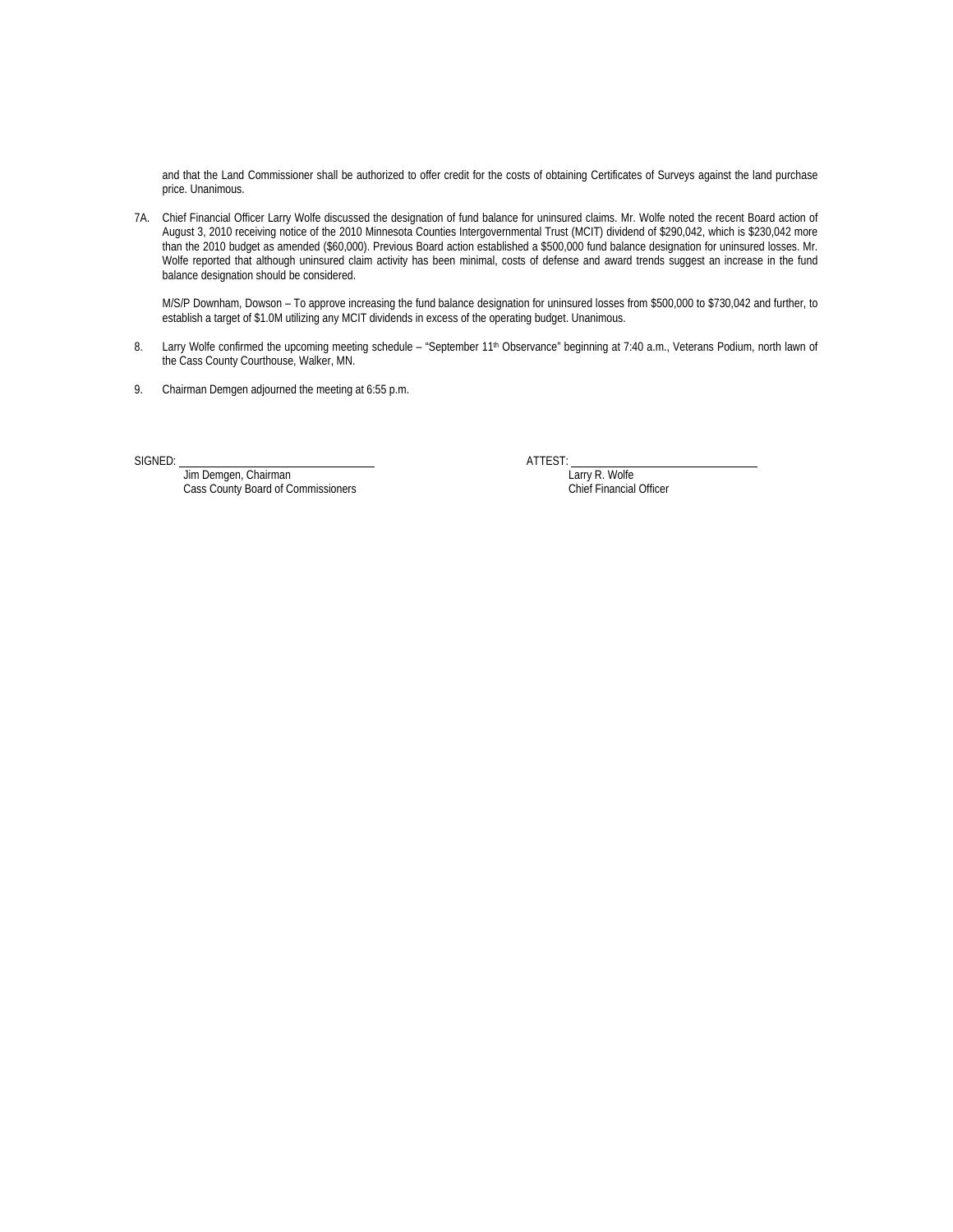and that the Land Commissioner shall be authorized to offer credit for the costs of obtaining Certificates of Surveys against the land purchase price. Unanimous.

7A. Chief Financial Officer Larry Wolfe discussed the designation of fund balance for uninsured claims. Mr. Wolfe noted the recent Board action of August 3, 2010 receiving notice of the 2010 Minnesota Counties Intergovernmental Trust (MCIT) dividend of $290,042, which is $230,042 more than the 2010 budget as amended ($60,000). Previous Board action established a $500,000 fund balance designation for uninsured losses. Mr. Wolfe reported that although uninsured claim activity has been minimal, costs of defense and award trends suggest an increase in the fund balance designation should be considered.

M/S/P Downham, Dowson – To approve increasing the fund balance designation for uninsured losses from $500,000 to $730,042 and further, to establish a target of $1.0M utilizing any MCIT dividends in excess of the operating budget. Unanimous.

8. Larry Wolfe confirmed the upcoming meeting schedule – "September 11th Observance" beginning at 7:40 a.m., Veterans Podium, north lawn of the Cass County Courthouse, Walker, MN.

9. Chairman Demgen adjourned the meeting at 6:55 p.m.

SIGNED: ______________________________
Jim Demgen, Chairman
Cass County Board of Commissioners

ATTEST: ______________________________
Larry R. Wolfe
Chief Financial Officer